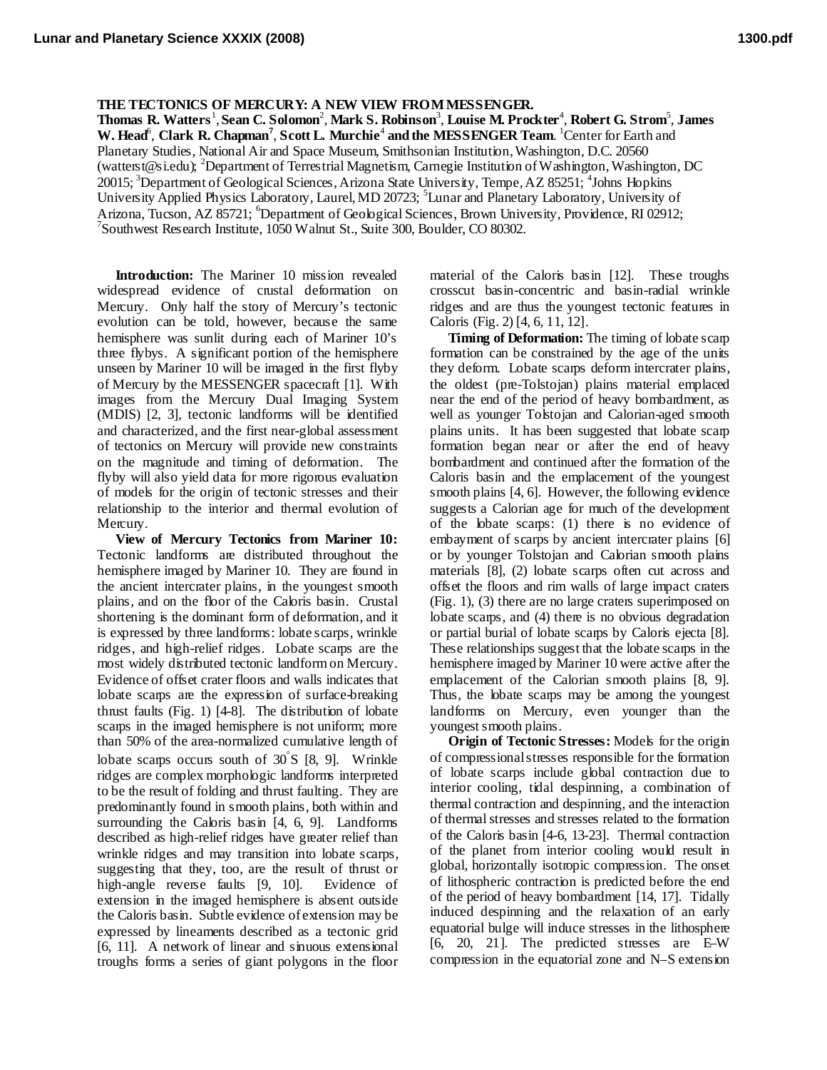# THE TECTONICS OF MERCURY: A NEW VIEW FROM MESSENGER.

**Thomas R. Watters**[1], **Sean C. Solomon**[2], **Mark S. Robinson**[3], **Louise M. Prockter**[4], **Robert G. Strom**[5], **James W. Head**[6], **Clark R. Chapman**[7], **Scott L. Murchie**[4] **and the MESSENGER Team**. [1]Center for Earth and Planetary Studies, National Air and Space Museum, Smithsonian Institution, Washington, D.C. 20560 (watterst@si.edu); [2]Department of Terrestrial Magnetism, Carnegie Institution of Washington, Washington, DC 20015; [3]Department of Geological Sciences, Arizona State University, Tempe, AZ 85251; [4]Johns Hopkins University Applied Physics Laboratory, Laurel, MD 20723; [5]Lunar and Planetary Laboratory, University of Arizona, Tucson, AZ 85721; [6]Department of Geological Sciences, Brown University, Providence, RI 02912; [7]Southwest Research Institute, 1050 Walnut St., Suite 300, Boulder, CO 80302.

**Introduction:** The Mariner 10 mission revealed widespread evidence of crustal deformation on Mercury. Only half the story of Mercury's tectonic evolution can be told, however, because the same hemisphere was sunlit during each of Mariner 10's three flybys. A significant portion of the hemisphere unseen by Mariner 10 will be imaged in the first flyby of Mercury by the MESSENGER spacecraft [1]. With images from the Mercury Dual Imaging System (MDIS) [2, 3], tectonic landforms will be identified and characterized, and the first near-global assessment of tectonics on Mercury will provide new constraints on the magnitude and timing of deformation. The flyby will also yield data for more rigorous evaluation of models for the origin of tectonic stresses and their relationship to the interior and thermal evolution of Mercury.

**View of Mercury Tectonics from Mariner 10:** Tectonic landforms are distributed throughout the hemisphere imaged by Mariner 10. They are found in the ancient intercrater plains, in the youngest smooth plains, and on the floor of the Caloris basin. Crustal shortening is the dominant form of deformation, and it is expressed by three landforms: lobate scarps, wrinkle ridges, and high-relief ridges. Lobate scarps are the most widely distributed tectonic landform on Mercury. Evidence of offset crater floors and walls indicates that lobate scarps are the expression of surface-breaking thrust faults (Fig. 1) [4-8]. The distribution of lobate scarps in the imaged hemisphere is not uniform; more than 50% of the area-normalized cumulative length of lobate scarps occurs south of 30°S [8, 9]. Wrinkle ridges are complex morphologic landforms interpreted to be the result of folding and thrust faulting. They are predominantly found in smooth plains, both within and surrounding the Caloris basin [4, 6, 9]. Landforms described as high-relief ridges have greater relief than wrinkle ridges and may transition into lobate scarps, suggesting that they, too, are the result of thrust or high-angle reverse faults [9, 10]. Evidence of extension in the imaged hemisphere is absent outside the Caloris basin. Subtle evidence of extension may be expressed by lineaments described as a tectonic grid [6, 11]. A network of linear and sinuous extensional troughs forms a series of giant polygons in the floor material of the Caloris basin [12]. These troughs crosscut basin-concentric and basin-radial wrinkle ridges and are thus the youngest tectonic features in Caloris (Fig. 2) [4, 6, 11, 12].

**Timing of Deformation:** The timing of lobate scarp formation can be constrained by the age of the units they deform. Lobate scarps deform intercrater plains, the oldest (pre-Tolstojan) plains material emplaced near the end of the period of heavy bombardment, as well as younger Tolstojan and Calorian-aged smooth plains units. It has been suggested that lobate scarp formation began near or after the end of heavy bombardment and continued after the formation of the Caloris basin and the emplacement of the youngest smooth plains [4, 6]. However, the following evidence suggests a Calorian age for much of the development of the lobate scarps: (1) there is no evidence of embayment of scarps by ancient intercrater plains [6] or by younger Tolstojan and Calorian smooth plains materials [8], (2) lobate scarps often cut across and offset the floors and rim walls of large impact craters (Fig. 1), (3) there are no large craters superimposed on lobate scarps, and (4) there is no obvious degradation or partial burial of lobate scarps by Caloris ejecta [8]. These relationships suggest that the lobate scarps in the hemisphere imaged by Mariner 10 were active after the emplacement of the Calorian smooth plains [8, 9]. Thus, the lobate scarps may be among the youngest landforms on Mercury, even younger than the youngest smooth plains.

**Origin of Tectonic Stresses:** Models for the origin of compressional stresses responsible for the formation of lobate scarps include global contraction due to interior cooling, tidal despinning, a combination of thermal contraction and despinning, and the interaction of thermal stresses and stresses related to the formation of the Caloris basin [4-6, 13-23]. Thermal contraction of the planet from interior cooling would result in global, horizontally isotropic compression. The onset of lithospheric contraction is predicted before the end of the period of heavy bombardment [14, 17]. Tidally induced despinning and the relaxation of an early equatorial bulge will induce stresses in the lithosphere [6, 20, 21]. The predicted stresses are E–W compression in the equatorial zone and N–S extension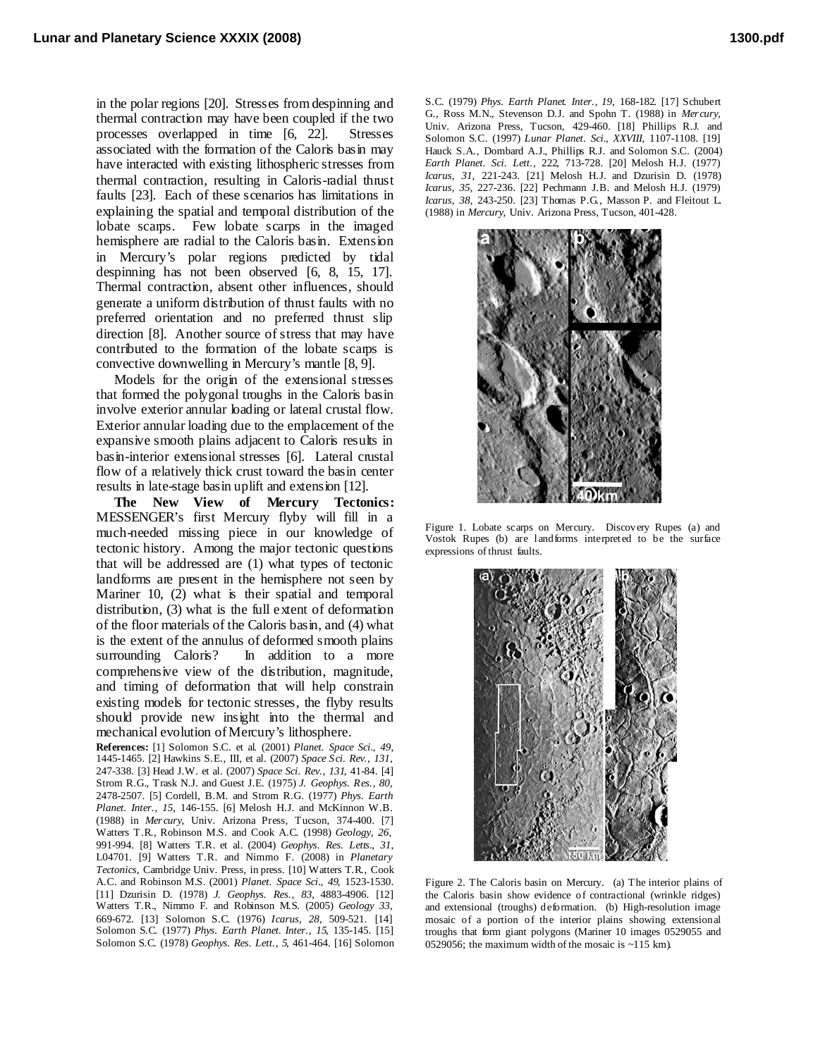in the polar regions [20]. Stresses from despinning and thermal contraction may have been coupled if the two processes overlapped in time [6, 22]. Stresses associated with the formation of the Caloris basin may have interacted with existing lithospheric stresses from thermal contraction, resulting in Caloris-radial thrust faults [23]. Each of these scenarios has limitations in explaining the spatial and temporal distribution of the lobate scarps. Few lobate scarps in the imaged hemisphere are radial to the Caloris basin. Extension in Mercury's polar regions predicted by tidal despinning has not been observed [6, 8, 15, 17]. Thermal contraction, absent other influences, should generate a uniform distribution of thrust faults with no preferred orientation and no preferred thrust slip direction [8]. Another source of stress that may have contributed to the formation of the lobate scarps is convective downwelling in Mercury's mantle [8, 9].

Models for the origin of the extensional stresses that formed the polygonal troughs in the Caloris basin involve exterior annular loading or lateral crustal flow. Exterior annular loading due to the emplacement of the expansive smooth plains adjacent to Caloris results in basin-interior extensional stresses [6]. Lateral crustal flow of a relatively thick crust toward the basin center results in late-stage basin uplift and extension [12].

**The New View of Mercury Tectonics:** MESSENGER's first Mercury flyby will fill in a much-needed missing piece in our knowledge of tectonic history. Among the major tectonic questions that will be addressed are (1) what types of tectonic landforms are present in the hemisphere not seen by Mariner 10, (2) what is their spatial and temporal distribution, (3) what is the full extent of deformation of the floor materials of the Caloris basin, and (4) what is the extent of the annulus of deformed smooth plains surrounding Caloris? In addition to a more comprehensive view of the distribution, magnitude, and timing of deformation that will help constrain existing models for tectonic stresses, the flyby results should provide new insight into the thermal and mechanical evolution of Mercury's lithosphere.

**References:** [1] Solomon S.C. et al. (2001) *Planet. Space Sci., 49,* 1445-1465. [2] Hawkins S.E., III, et al. (2007) *Space Sci. Rev., 131,* 247-338. [3] Head J.W. et al. (2007) *Space Sci. Rev., 131,* 41-84. [4] Strom R.G., Trask N.J. and Guest J.E. (1975) *J. Geophys. Res., 80,* 2478-2507. [5] Cordell, B.M. and Strom R.G. (1977) *Phys. Earth Planet. Inter., 15,* 146-155. [6] Melosh H.J. and McKinnon W.B. (1988) in *Mercury,* Univ. Arizona Press, Tucson, 374-400. [7] Watters T.R., Robinson M.S. and Cook A.C. (1998) *Geology, 26,* 991-994. [8] Watters T.R. et al. (2004) *Geophys. Res. Letts., 31,* L04701. [9] Watters T.R. and Nimmo F. (2008) in *Planetary Tectonics,* Cambridge Univ. Press, in press. [10] Watters T.R., Cook A.C. and Robinson M.S. (2001) *Planet. Space Sci., 49,* 1523-1530. [11] Dzurisin D. (1978) *J. Geophys. Res., 83,* 4883-4906. [12] Watters T.R., Nimmo F. and Robinson M.S. (2005) *Geology 33,* 669-672. [13] Solomon S.C. (1976) *Icarus, 28,* 509-521. [14] Solomon S.C. (1977) *Phys. Earth Planet. Inter., 15,* 135-145. [15] Solomon S.C. (1978) *Geophys. Res. Lett., 5,* 461-464. [16] Solomon S.C. (1979) *Phys. Earth Planet. Inter., 19,* 168-182. [17] Schubert G., Ross M.N., Stevenson D.J. and Spohn T. (1988) in *Mercury,* Univ. Arizona Press, Tucson, 429-460. [18] Phillips R.J. and Solomon S.C. (1997) *Lunar Planet. Sci., XXVIII,* 1107-1108. [19] Hauck S.A., Dombard A.J., Phillips R.J. and Solomon S.C. (2004) *Earth Planet. Sci. Lett., 222,* 713-728. [20] Melosh H.J. (1977) *Icarus, 31,* 221-243. [21] Melosh H.J. and Dzurisin D. (1978) *Icarus, 35,* 227-236. [22] Pechmann J.B. and Melosh H.J. (1979) *Icarus, 38,* 243-250. [23] Thomas P.G., Masson P. and Fleitout L. (1988) in *Mercury,* Univ. Arizona Press, Tucson, 401-428.

Figure 1. Lobate scarps on Mercury. Discovery Rupes (a) and Vostok Rupes (b) are landforms interpreted to be the surface expressions of thrust faults.

Figure 2. The Caloris basin on Mercury. (a) The interior plains of the Caloris basin show evidence of contractional (wrinkle ridges) and extensional (troughs) deformation. (b) High-resolution image mosaic of a portion of the interior plains showing extensional troughs that form giant polygons (Mariner 10 images 0529055 and 0529056; the maximum width of the mosaic is ~115 km).